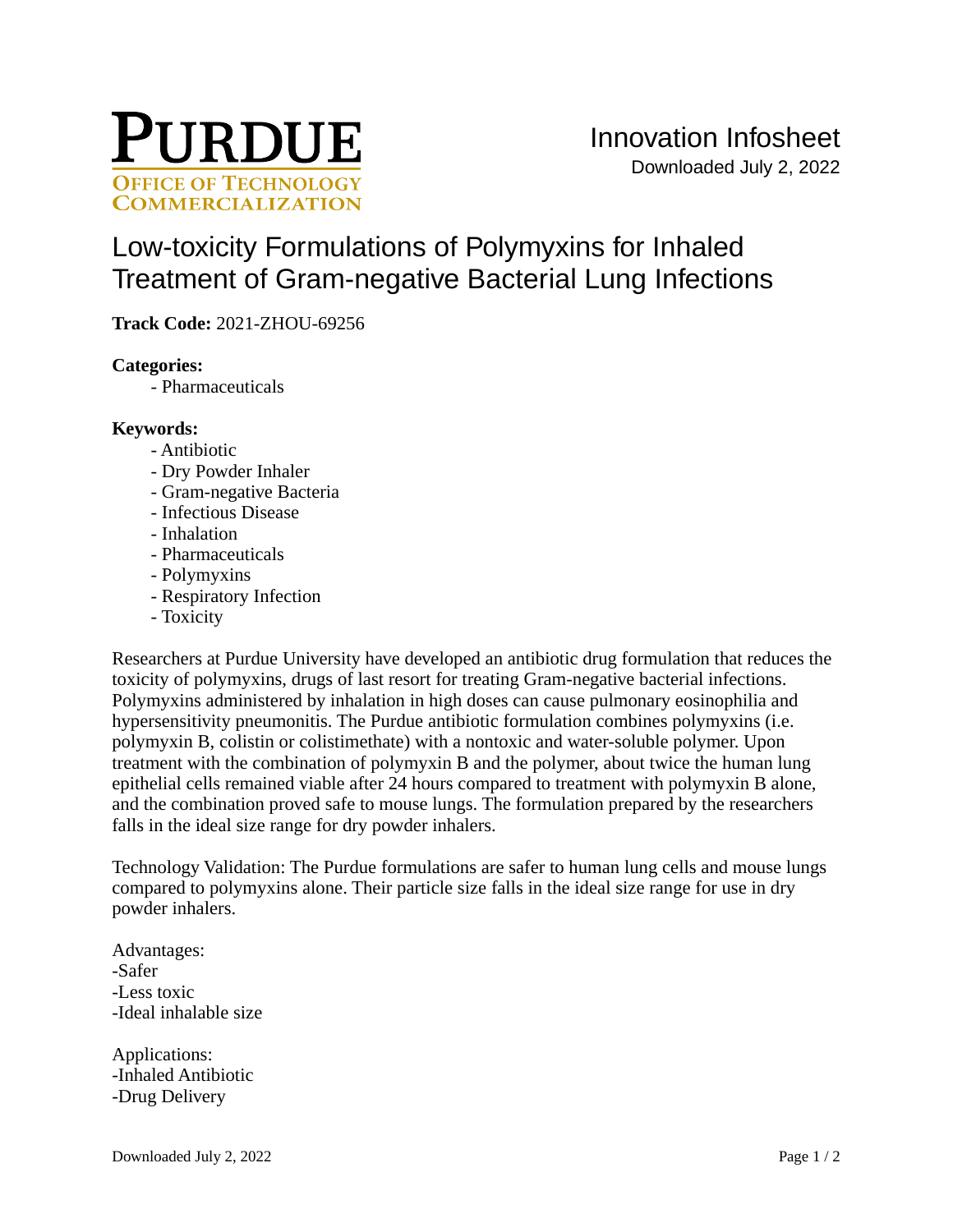PURDUE
OFFICE OF TECHNOLOGY COMMERCIALIZATION

Innovation Infosheet
Downloaded July 2, 2022

# Low-toxicity Formulations of Polymyxins for Inhaled Treatment of Gram-negative Bacterial Lung Infections

**Track Code:** 2021-ZHOU-69256

**Categories:**
- Pharmaceuticals

**Keywords:**
- Antibiotic
- Dry Powder Inhaler
- Gram-negative Bacteria
- Infectious Disease
- Inhalation
- Pharmaceuticals
- Polymyxins
- Respiratory Infection
- Toxicity

Researchers at Purdue University have developed an antibiotic drug formulation that reduces the toxicity of polymyxins, drugs of last resort for treating Gram-negative bacterial infections. Polymyxins administered by inhalation in high doses can cause pulmonary eosinophilia and hypersensitivity pneumonitis. The Purdue antibiotic formulation combines polymyxins (i.e. polymyxin B, colistin or colistimethate) with a nontoxic and water-soluble polymer. Upon treatment with the combination of polymyxin B and the polymer, about twice the human lung epithelial cells remained viable after 24 hours compared to treatment with polymyxin B alone, and the combination proved safe to mouse lungs. The formulation prepared by the researchers falls in the ideal size range for dry powder inhalers.

Technology Validation: The Purdue formulations are safer to human lung cells and mouse lungs compared to polymyxins alone. Their particle size falls in the ideal size range for use in dry powder inhalers.

Advantages:
-Safer
-Less toxic
-Ideal inhalable size

Applications:
-Inhaled Antibiotic
-Drug Delivery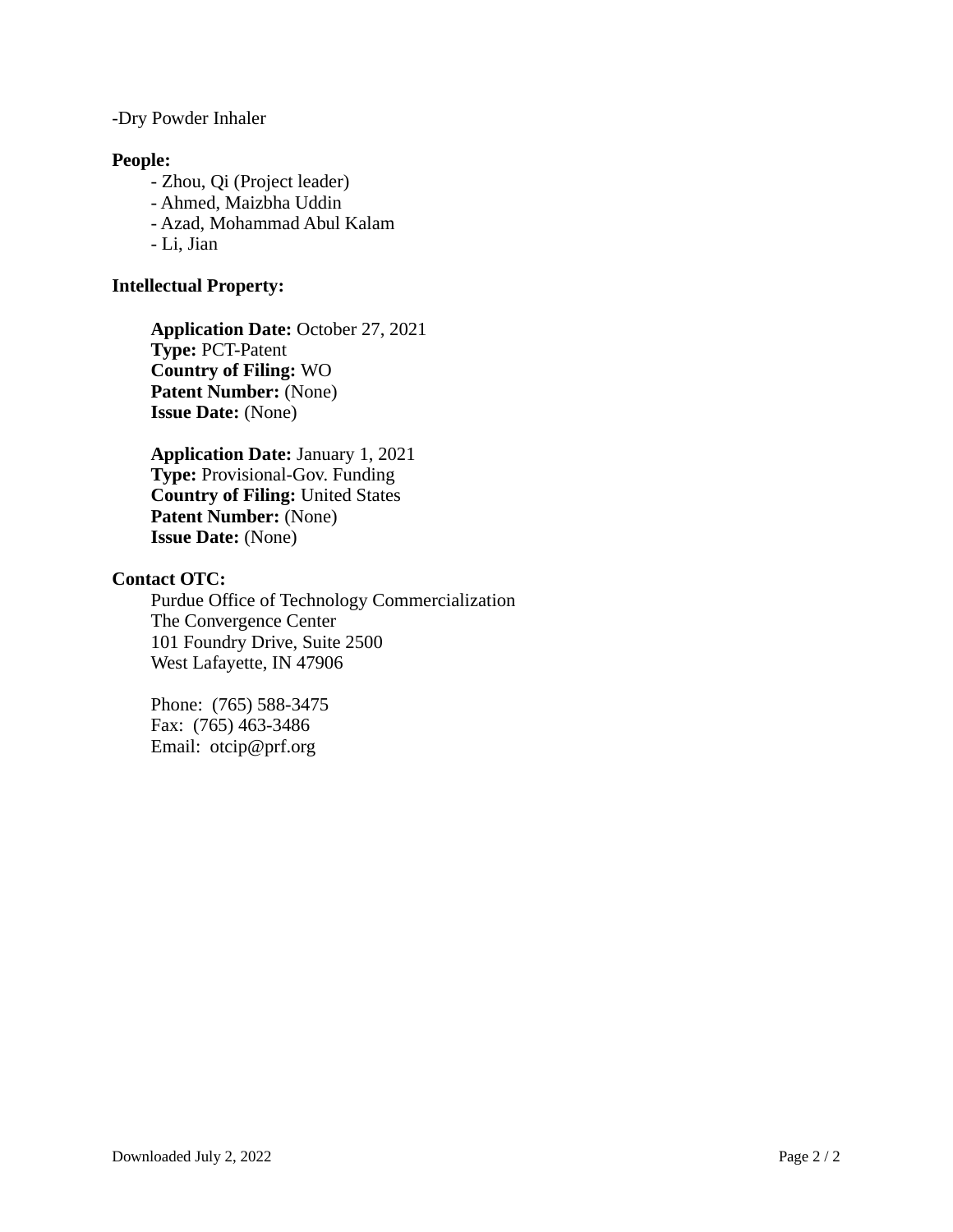-Dry Powder Inhaler

**People:**

- Zhou, Qi (Project leader)
- Ahmed, Maizbha Uddin
- Azad, Mohammad Abul Kalam
- Li, Jian

**Intellectual Property:**

**Application Date:** October 27, 2021
**Type:** PCT-Patent
**Country of Filing:** WO
**Patent Number:** (None)
**Issue Date:** (None)

**Application Date:** January 1, 2021
**Type:** Provisional-Gov. Funding
**Country of Filing:** United States
**Patent Number:** (None)
**Issue Date:** (None)

**Contact OTC:**

Purdue Office of Technology Commercialization
The Convergence Center
101 Foundry Drive, Suite 2500
West Lafayette, IN 47906

Phone: (765) 588-3475
Fax: (765) 463-3486
Email: otcip@prf.org

Downloaded July 2, 2022